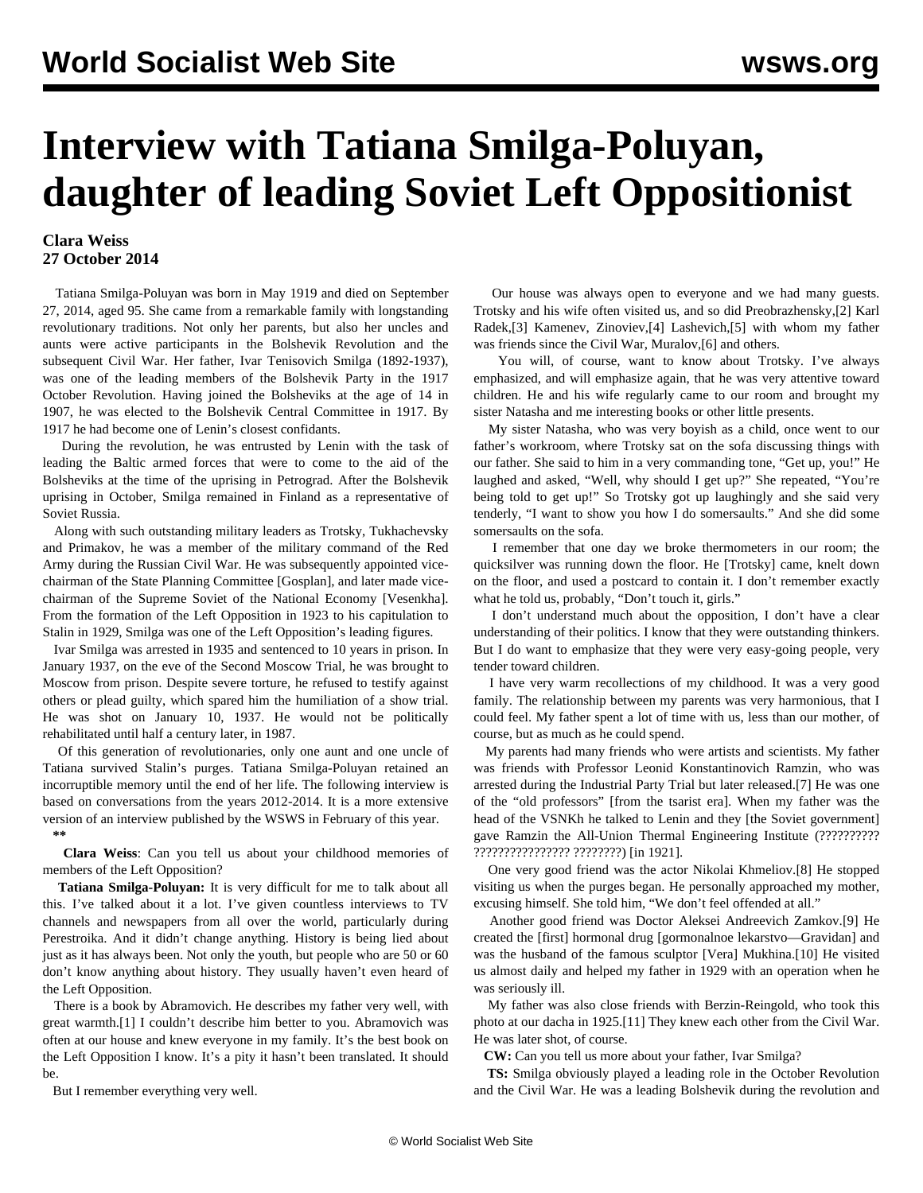# Interview with Tatiana Smilga-Poluyan, daughter of leading Soviet Left Oppositionist

**Clara Weiss**
**27 October 2014**

Tatiana Smilga-Poluyan was born in May 1919 and died on September 27, 2014, aged 95. She came from a remarkable family with longstanding revolutionary traditions. Not only her parents, but also her uncles and aunts were active participants in the Bolshevik Revolution and the subsequent Civil War. Her father, Ivar Tenisovich Smilga (1892-1937), was one of the leading members of the Bolshevik Party in the 1917 October Revolution. Having joined the Bolsheviks at the age of 14 in 1907, he was elected to the Bolshevik Central Committee in 1917. By 1917 he had become one of Lenin's closest confidants.

During the revolution, he was entrusted by Lenin with the task of leading the Baltic armed forces that were to come to the aid of the Bolsheviks at the time of the uprising in Petrograd. After the Bolshevik uprising in October, Smilga remained in Finland as a representative of Soviet Russia.

Along with such outstanding military leaders as Trotsky, Tukhachevsky and Primakov, he was a member of the military command of the Red Army during the Russian Civil War. He was subsequently appointed vice-chairman of the State Planning Committee [Gosplan], and later made vice-chairman of the Supreme Soviet of the National Economy [Vesenkha]. From the formation of the Left Opposition in 1923 to his capitulation to Stalin in 1929, Smilga was one of the Left Opposition's leading figures.

Ivar Smilga was arrested in 1935 and sentenced to 10 years in prison. In January 1937, on the eve of the Second Moscow Trial, he was brought to Moscow from prison. Despite severe torture, he refused to testify against others or plead guilty, which spared him the humiliation of a show trial. He was shot on January 10, 1937. He would not be politically rehabilitated until half a century later, in 1987.

Of this generation of revolutionaries, only one aunt and one uncle of Tatiana survived Stalin's purges. Tatiana Smilga-Poluyan retained an incorruptible memory until the end of her life. The following interview is based on conversations from the years 2012-2014. It is a more extensive version of an interview published by the WSWS in February of this year.

**

**Clara Weiss**: Can you tell us about your childhood memories of members of the Left Opposition?

**Tatiana Smilga-Poluyan:** It is very difficult for me to talk about all this. I've talked about it a lot. I've given countless interviews to TV channels and newspapers from all over the world, particularly during Perestroika. And it didn't change anything. History is being lied about just as it has always been. Not only the youth, but people who are 50 or 60 don't know anything about history. They usually haven't even heard of the Left Opposition.

There is a book by Abramovich. He describes my father very well, with great warmth.[1] I couldn't describe him better to you. Abramovich was often at our house and knew everyone in my family. It's the best book on the Left Opposition I know. It's a pity it hasn't been translated. It should be.

But I remember everything very well.

Our house was always open to everyone and we had many guests. Trotsky and his wife often visited us, and so did Preobrazhensky,[2] Karl Radek,[3] Kamenev, Zinoviev,[4] Lashevich,[5] with whom my father was friends since the Civil War, Muralov,[6] and others.

You will, of course, want to know about Trotsky. I've always emphasized, and will emphasize again, that he was very attentive toward children. He and his wife regularly came to our room and brought my sister Natasha and me interesting books or other little presents.

My sister Natasha, who was very boyish as a child, once went to our father's workroom, where Trotsky sat on the sofa discussing things with our father. She said to him in a very commanding tone, "Get up, you!" He laughed and asked, "Well, why should I get up?" She repeated, "You're being told to get up!" So Trotsky got up laughingly and she said very tenderly, "I want to show you how I do somersaults." And she did some somersaults on the sofa.

I remember that one day we broke thermometers in our room; the quicksilver was running down the floor. He [Trotsky] came, knelt down on the floor, and used a postcard to contain it. I don't remember exactly what he told us, probably, "Don't touch it, girls."

I don't understand much about the opposition, I don't have a clear understanding of their politics. I know that they were outstanding thinkers. But I do want to emphasize that they were very easy-going people, very tender toward children.

I have very warm recollections of my childhood. It was a very good family. The relationship between my parents was very harmonious, that I could feel. My father spent a lot of time with us, less than our mother, of course, but as much as he could spend.

My parents had many friends who were artists and scientists. My father was friends with Professor Leonid Konstantinovich Ramzin, who was arrested during the Industrial Party Trial but later released.[7] He was one of the "old professors" [from the tsarist era]. When my father was the head of the VSNKh he talked to Lenin and they [the Soviet government] gave Ramzin the All-Union Thermal Engineering Institute (?????????? ???????????????? ????????) [in 1921].

One very good friend was the actor Nikolai Khmeliov.[8] He stopped visiting us when the purges began. He personally approached my mother, excusing himself. She told him, "We don't feel offended at all."

Another good friend was Doctor Aleksei Andreevich Zamkov.[9] He created the [first] hormonal drug [gormonalnoe lekarstvo—Gravidan] and was the husband of the famous sculptor [Vera] Mukhina.[10] He visited us almost daily and helped my father in 1929 with an operation when he was seriously ill.

My father was also close friends with Berzin-Reingold, who took this photo at our dacha in 1925.[11] They knew each other from the Civil War. He was later shot, of course.

**CW:** Can you tell us more about your father, Ivar Smilga?

**TS:** Smilga obviously played a leading role in the October Revolution and the Civil War. He was a leading Bolshevik during the revolution and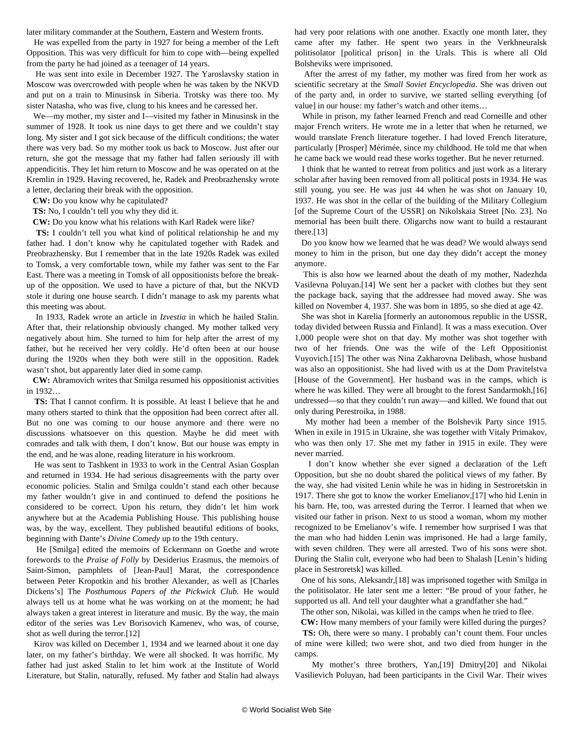later military commander at the Southern, Eastern and Western fronts.

He was expelled from the party in 1927 for being a member of the Left Opposition. This was very difficult for him to cope with—being expelled from the party he had joined as a teenager of 14 years.

He was sent into exile in December 1927. The Yaroslavsky station in Moscow was overcrowded with people when he was taken by the NKVD and put on a train to Minusinsk in Siberia. Trotsky was there too. My sister Natasha, who was five, clung to his knees and he caressed her.

We—my mother, my sister and I—visited my father in Minusinsk in the summer of 1928. It took us nine days to get there and we couldn't stay long. My sister and I got sick because of the difficult conditions; the water there was very bad. So my mother took us back to Moscow. Just after our return, she got the message that my father had fallen seriously ill with appendicitis. They let him return to Moscow and he was operated on at the Kremlin in 1929. Having recovered, he, Radek and Preobrazhensky wrote a letter, declaring their break with the opposition.

**CW:** Do you know why he capitulated?

**TS:** No, I couldn't tell you why they did it.

**CW:** Do you know what his relations with Karl Radek were like?

**TS:** I couldn't tell you what kind of political relationship he and my father had. I don't know why he capitulated together with Radek and Preobrazhensky. But I remember that in the late 1920s Radek was exiled to Tomsk, a very comfortable town, while my father was sent to the Far East. There was a meeting in Tomsk of all oppositionists before the break-up of the opposition. We used to have a picture of that, but the NKVD stole it during one house search. I didn't manage to ask my parents what this meeting was about.

In 1933, Radek wrote an article in *Izvestia* in which he hailed Stalin. After that, their relationship obviously changed. My mother talked very negatively about him. She turned to him for help after the arrest of my father, but he received her very coldly. He'd often been at our house during the 1920s when they both were still in the opposition. Radek wasn't shot, but apparently later died in some camp.

**CW:** Abramovich writes that Smilga resumed his oppositionist activities in 1932…

**TS:** That I cannot confirm. It is possible. At least I believe that he and many others started to think that the opposition had been correct after all. But no one was coming to our house anymore and there were no discussions whatsoever on this question. Maybe he did meet with comrades and talk with them, I don't know. But our house was empty in the end, and he was alone, reading literature in his workroom.

He was sent to Tashkent in 1933 to work in the Central Asian Gosplan and returned in 1934. He had serious disagreements with the party over economic policies. Stalin and Smilga couldn't stand each other because my father wouldn't give in and continued to defend the positions he considered to be correct. Upon his return, they didn't let him work anywhere but at the Academia Publishing House. This publishing house was, by the way, excellent. They published beautiful editions of books, beginning with Dante's *Divine Comedy* up to the 19th century.

He [Smilga] edited the memoirs of Eckermann on Goethe and wrote forewords to the *Praise of Folly* by Desiderius Erasmus, the memoirs of Saint-Simon, pamphlets of [Jean-Paul] Marat, the correspondence between Peter Kropotkin and his brother Alexander, as well as [Charles Dickens's] The *Posthumous Papers of the Pickwick Club*. He would always tell us at home what he was working on at the moment; he had always taken a great interest in literature and music. By the way, the main editor of the series was Lev Borisovich Kamenev, who was, of course, shot as well during the terror.[12]

Kirov was killed on December 1, 1934 and we learned about it one day later, on my father's birthday. We were all shocked. It was horrific. My father had just asked Stalin to let him work at the Institute of World Literature, but Stalin, naturally, refused. My father and Stalin had always had very poor relations with one another. Exactly one month later, they came after my father. He spent two years in the Verkhneuralsk politisolator [political prison] in the Urals. This is where all Old Bolsheviks were imprisoned.

After the arrest of my father, my mother was fired from her work as scientific secretary at the *Small Soviet Encyclopedia*. She was driven out of the party and, in order to survive, we started selling everything [of value] in our house: my father's watch and other items…

While in prison, my father learned French and read Corneille and other major French writers. He wrote me in a letter that when he returned, we would translate French literature together. I had loved French literature, particularly [Prosper] Mérimée, since my childhood. He told me that when he came back we would read these works together. But he never returned.

I think that he wanted to retreat from politics and just work as a literary scholar after having been removed from all political posts in 1934. He was still young, you see. He was just 44 when he was shot on January 10, 1937. He was shot in the cellar of the building of the Military Collegium [of the Supreme Court of the USSR] on Nikolskaia Street [No. 23]. No memorial has been built there. Oligarchs now want to build a restaurant there.[13]

Do you know how we learned that he was dead? We would always send money to him in the prison, but one day they didn't accept the money anymore.

This is also how we learned about the death of my mother, Nadezhda Vasilevna Poluyan.[14] We sent her a packet with clothes but they sent the package back, saying that the addressee had moved away. She was killed on November 4, 1937. She was born in 1895, so she died at age 42.

She was shot in Karelia [formerly an autonomous republic in the USSR, today divided between Russia and Finland]. It was a mass execution. Over 1,000 people were shot on that day. My mother was shot together with two of her friends. One was the wife of the Left Oppositionist Vuyovich.[15] The other was Nina Zakharovna Delibash, whose husband was also an oppositionist. She had lived with us at the Dom Pravitelstva [House of the Government]. Her husband was in the camps, which is where he was killed. They were all brought to the forest Sandarmokh,[16] undressed—so that they couldn't run away—and killed. We found that out only during Perestroika, in 1988.

My mother had been a member of the Bolshevik Party since 1915. When in exile in 1915 in Ukraine, she was together with Vitaly Primakov, who was then only 17. She met my father in 1915 in exile. They were never married.

I don't know whether she ever signed a declaration of the Left Opposition, but she no doubt shared the political views of my father. By the way, she had visited Lenin while he was in hiding in Sestroretskin in 1917. There she got to know the worker Emelianov,[17] who hid Lenin in his barn. He, too, was arrested during the Terror. I learned that when we visited our father in prison. Next to us stood a woman, whom my mother recognized to be Emelianov's wife. I remember how surprised I was that the man who had hidden Lenin was imprisoned. He had a large family, with seven children. They were all arrested. Two of his sons were shot. During the Stalin cult, everyone who had been to Shalash [Lenin's hiding place in Sestroretsk] was killed.

One of his sons, Aleksandr,[18] was imprisoned together with Smilga in the politisolator. He later sent me a letter: "Be proud of your father, he supported us all. And tell your daughter what a grandfather she had."

The other son, Nikolai, was killed in the camps when he tried to flee.

**CW:** How many members of your family were killed during the purges?

**TS:** Oh, there were so many. I probably can't count them. Four uncles of mine were killed; two were shot, and two died from hunger in the camps.

My mother's three brothers, Yan,[19] Dmitry[20] and Nikolai Vasilievich Poluyan, had been participants in the Civil War. Their wives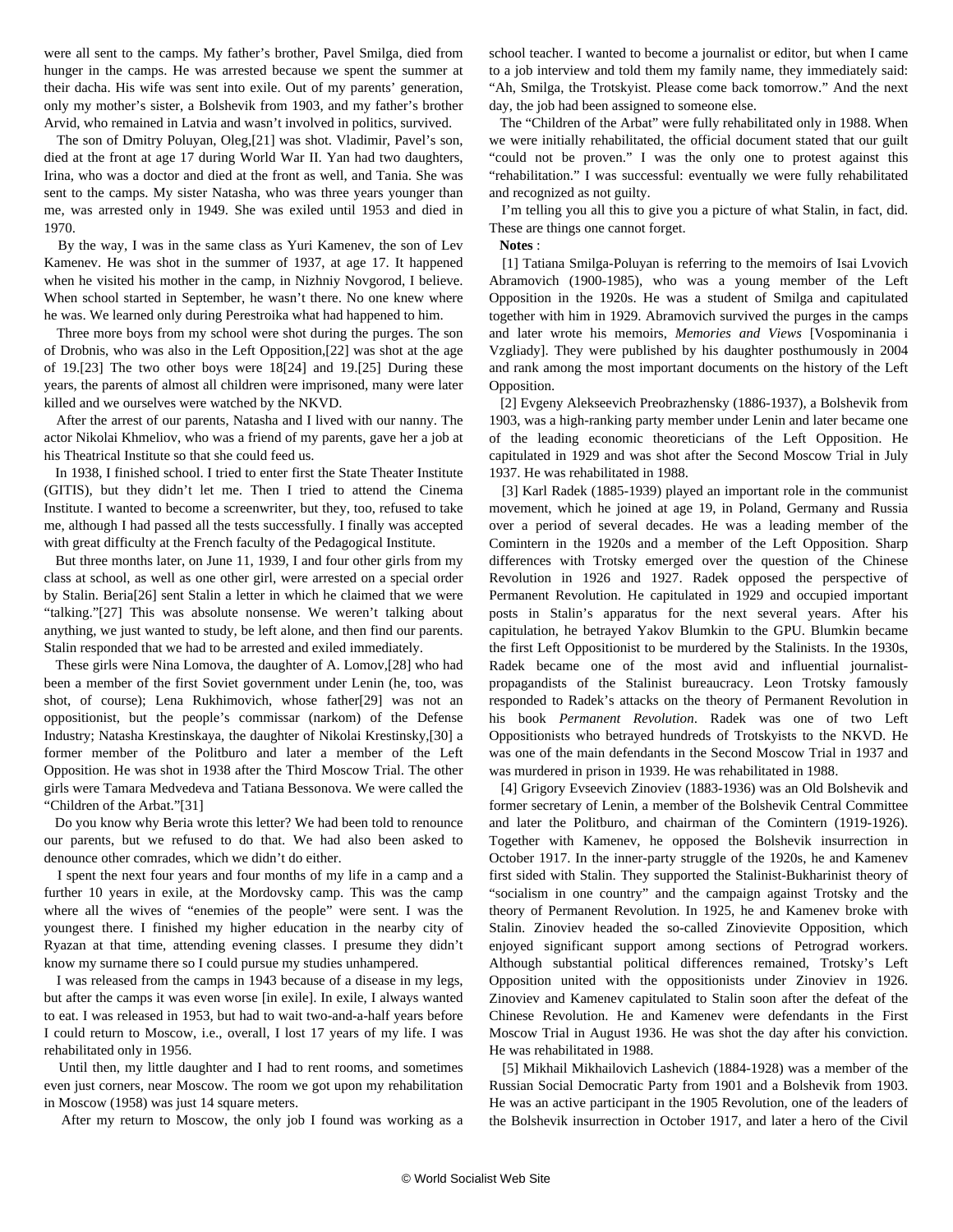were all sent to the camps. My father's brother, Pavel Smilga, died from hunger in the camps. He was arrested because we spent the summer at their dacha. His wife was sent into exile. Out of my parents' generation, only my mother's sister, a Bolshevik from 1903, and my father's brother Arvid, who remained in Latvia and wasn't involved in politics, survived.

The son of Dmitry Poluyan, Oleg,[21] was shot. Vladimir, Pavel's son, died at the front at age 17 during World War II. Yan had two daughters, Irina, who was a doctor and died at the front as well, and Tania. She was sent to the camps. My sister Natasha, who was three years younger than me, was arrested only in 1949. She was exiled until 1953 and died in 1970.

By the way, I was in the same class as Yuri Kamenev, the son of Lev Kamenev. He was shot in the summer of 1937, at age 17. It happened when he visited his mother in the camp, in Nizhniy Novgorod, I believe. When school started in September, he wasn't there. No one knew where he was. We learned only during Perestroika what had happened to him.

Three more boys from my school were shot during the purges. The son of Drobnis, who was also in the Left Opposition,[22] was shot at the age of 19.[23] The two other boys were 18[24] and 19.[25] During these years, the parents of almost all children were imprisoned, many were later killed and we ourselves were watched by the NKVD.

After the arrest of our parents, Natasha and I lived with our nanny. The actor Nikolai Khmeliov, who was a friend of my parents, gave her a job at his Theatrical Institute so that she could feed us.

In 1938, I finished school. I tried to enter first the State Theater Institute (GITIS), but they didn't let me. Then I tried to attend the Cinema Institute. I wanted to become a screenwriter, but they, too, refused to take me, although I had passed all the tests successfully. I finally was accepted with great difficulty at the French faculty of the Pedagogical Institute.

But three months later, on June 11, 1939, I and four other girls from my class at school, as well as one other girl, were arrested on a special order by Stalin. Beria[26] sent Stalin a letter in which he claimed that we were "talking."[27] This was absolute nonsense. We weren't talking about anything, we just wanted to study, be left alone, and then find our parents. Stalin responded that we had to be arrested and exiled immediately.

These girls were Nina Lomova, the daughter of A. Lomov,[28] who had been a member of the first Soviet government under Lenin (he, too, was shot, of course); Lena Rukhimovich, whose father[29] was not an oppositionist, but the people's commissar (narkom) of the Defense Industry; Natasha Krestinskaya, the daughter of Nikolai Krestinsky,[30] a former member of the Politburo and later a member of the Left Opposition. He was shot in 1938 after the Third Moscow Trial. The other girls were Tamara Medvedeva and Tatiana Bessonova. We were called the "Children of the Arbat."[31]

Do you know why Beria wrote this letter? We had been told to renounce our parents, but we refused to do that. We had also been asked to denounce other comrades, which we didn't do either.

I spent the next four years and four months of my life in a camp and a further 10 years in exile, at the Mordovsky camp. This was the camp where all the wives of "enemies of the people" were sent. I was the youngest there. I finished my higher education in the nearby city of Ryazan at that time, attending evening classes. I presume they didn't know my surname there so I could pursue my studies unhampered.

I was released from the camps in 1943 because of a disease in my legs, but after the camps it was even worse [in exile]. In exile, I always wanted to eat. I was released in 1953, but had to wait two-and-a-half years before I could return to Moscow, i.e., overall, I lost 17 years of my life. I was rehabilitated only in 1956.

Until then, my little daughter and I had to rent rooms, and sometimes even just corners, near Moscow. The room we got upon my rehabilitation in Moscow (1958) was just 14 square meters.

After my return to Moscow, the only job I found was working as a school teacher. I wanted to become a journalist or editor, but when I came to a job interview and told them my family name, they immediately said: "Ah, Smilga, the Trotskyist. Please come back tomorrow." And the next day, the job had been assigned to someone else.

The "Children of the Arbat" were fully rehabilitated only in 1988. When we were initially rehabilitated, the official document stated that our guilt "could not be proven." I was the only one to protest against this "rehabilitation." I was successful: eventually we were fully rehabilitated and recognized as not guilty.

I'm telling you all this to give you a picture of what Stalin, in fact, did. These are things one cannot forget.

**Notes** :

[1] Tatiana Smilga-Poluyan is referring to the memoirs of Isai Lvovich Abramovich (1900-1985), who was a young member of the Left Opposition in the 1920s. He was a student of Smilga and capitulated together with him in 1929. Abramovich survived the purges in the camps and later wrote his memoirs, *Memories and Views* [Vospominania i Vzgliady]. They were published by his daughter posthumously in 2004 and rank among the most important documents on the history of the Left Opposition.

[2] Evgeny Alekseevich Preobrazhensky (1886-1937), a Bolshevik from 1903, was a high-ranking party member under Lenin and later became one of the leading economic theoreticians of the Left Opposition. He capitulated in 1929 and was shot after the Second Moscow Trial in July 1937. He was rehabilitated in 1988.

[3] Karl Radek (1885-1939) played an important role in the communist movement, which he joined at age 19, in Poland, Germany and Russia over a period of several decades. He was a leading member of the Comintern in the 1920s and a member of the Left Opposition. Sharp differences with Trotsky emerged over the question of the Chinese Revolution in 1926 and 1927. Radek opposed the perspective of Permanent Revolution. He capitulated in 1929 and occupied important posts in Stalin's apparatus for the next several years. After his capitulation, he betrayed Yakov Blumkin to the GPU. Blumkin became the first Left Oppositionist to be murdered by the Stalinists. In the 1930s, Radek became one of the most avid and influential journalist-propagandists of the Stalinist bureaucracy. Leon Trotsky famously responded to Radek's attacks on the theory of Permanent Revolution in his book *Permanent Revolution*. Radek was one of two Left Oppositionists who betrayed hundreds of Trotskyists to the NKVD. He was one of the main defendants in the Second Moscow Trial in 1937 and was murdered in prison in 1939. He was rehabilitated in 1988.

[4] Grigory Evseevich Zinoviev (1883-1936) was an Old Bolshevik and former secretary of Lenin, a member of the Bolshevik Central Committee and later the Politburo, and chairman of the Comintern (1919-1926). Together with Kamenev, he opposed the Bolshevik insurrection in October 1917. In the inner-party struggle of the 1920s, he and Kamenev first sided with Stalin. They supported the Stalinist-Bukharinist theory of "socialism in one country" and the campaign against Trotsky and the theory of Permanent Revolution. In 1925, he and Kamenev broke with Stalin. Zinoviev headed the so-called Zinovievite Opposition, which enjoyed significant support among sections of Petrograd workers. Although substantial political differences remained, Trotsky's Left Opposition united with the oppositionists under Zinoviev in 1926. Zinoviev and Kamenev capitulated to Stalin soon after the defeat of the Chinese Revolution. He and Kamenev were defendants in the First Moscow Trial in August 1936. He was shot the day after his conviction. He was rehabilitated in 1988.

[5] Mikhail Mikhailovich Lashevich (1884-1928) was a member of the Russian Social Democratic Party from 1901 and a Bolshevik from 1903. He was an active participant in the 1905 Revolution, one of the leaders of the Bolshevik insurrection in October 1917, and later a hero of the Civil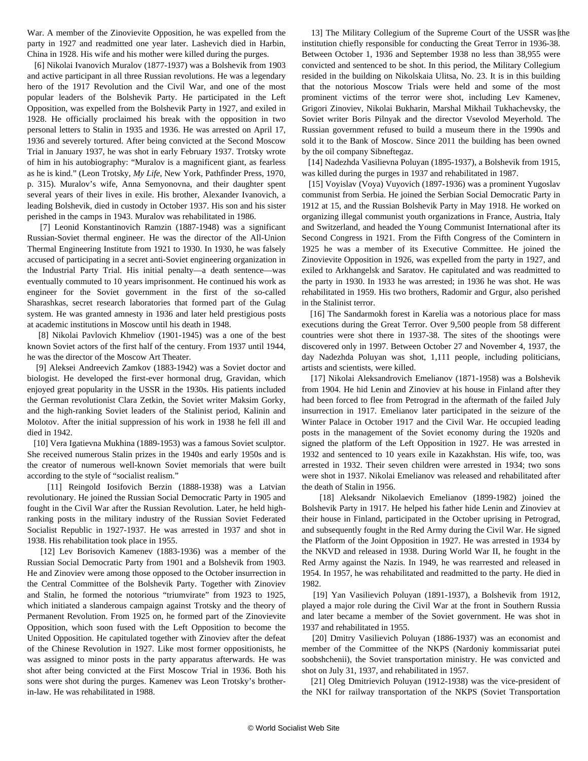War. A member of the Zinovievite Opposition, he was expelled from the party in 1927 and readmitted one year later. Lashevich died in Harbin, China in 1928. His wife and his mother were killed during the purges.

[6] Nikolai Ivanovich Muralov (1877-1937) was a Bolshevik from 1903 and active participant in all three Russian revolutions. He was a legendary hero of the 1917 Revolution and the Civil War, and one of the most popular leaders of the Bolshevik Party. He participated in the Left Opposition, was expelled from the Bolshevik Party in 1927, and exiled in 1928. He officially proclaimed his break with the opposition in two personal letters to Stalin in 1935 and 1936. He was arrested on April 17, 1936 and severely tortured. After being convicted at the Second Moscow Trial in January 1937, he was shot in early February 1937. Trotsky wrote of him in his autobiography: "Muralov is a magnificent giant, as fearless as he is kind." (Leon Trotsky, *My Life*, New York, Pathfinder Press, 1970, p. 315). Muralov's wife, Anna Semyonovna, and their daughter spent several years of their lives in exile. His brother, Alexander Ivanovich, a leading Bolshevik, died in custody in October 1937. His son and his sister perished in the camps in 1943. Muralov was rehabilitated in 1986.

[7] Leonid Konstantinovich Ramzin (1887-1948) was a significant Russian-Soviet thermal engineer. He was the director of the All-Union Thermal Engineering Institute from 1921 to 1930. In 1930, he was falsely accused of participating in a secret anti-Soviet engineering organization in the Industrial Party Trial. His initial penalty—a death sentence—was eventually commuted to 10 years imprisonment. He continued his work as engineer for the Soviet government in the first of the so-called Sharashkas, secret research laboratories that formed part of the Gulag system. He was granted amnesty in 1936 and later held prestigious posts at academic institutions in Moscow until his death in 1948.

[8] Nikolai Pavlovich Khmeliov (1901-1945) was a one of the best known Soviet actors of the first half of the century. From 1937 until 1944, he was the director of the Moscow Art Theater.

[9] Aleksei Andreevich Zamkov (1883-1942) was a Soviet doctor and biologist. He developed the first-ever hormonal drug, Gravidan, which enjoyed great popularity in the USSR in the 1930s. His patients included the German revolutionist Clara Zetkin, the Soviet writer Maksim Gorky, and the high-ranking Soviet leaders of the Stalinist period, Kalinin and Molotov. After the initial suppression of his work in 1938 he fell ill and died in 1942.

[10] Vera Igatievna Mukhina (1889-1953) was a famous Soviet sculptor. She received numerous Stalin prizes in the 1940s and early 1950s and is the creator of numerous well-known Soviet memorials that were built according to the style of "socialist realism."

[11] Reingold Iosifovich Berzin (1888-1938) was a Latvian revolutionary. He joined the Russian Social Democratic Party in 1905 and fought in the Civil War after the Russian Revolution. Later, he held high-ranking posts in the military industry of the Russian Soviet Federated Socialist Republic in 1927-1937. He was arrested in 1937 and shot in 1938. His rehabilitation took place in 1955.

[12] Lev Borisovich Kamenev (1883-1936) was a member of the Russian Social Democratic Party from 1901 and a Bolshevik from 1903. He and Zinoviev were among those opposed to the October insurrection in the Central Committee of the Bolshevik Party. Together with Zinoviev and Stalin, he formed the notorious "triumvirate" from 1923 to 1925, which initiated a slanderous campaign against Trotsky and the theory of Permanent Revolution. From 1925 on, he formed part of the Zinovievite Opposition, which soon fused with the Left Opposition to become the United Opposition. He capitulated together with Zinoviev after the defeat of the Chinese Revolution in 1927. Like most former oppositionists, he was assigned to minor posts in the party apparatus afterwards. He was shot after being convicted at the First Moscow Trial in 1936. Both his sons were shot during the purges. Kamenev was Leon Trotsky's brother-in-law. He was rehabilitated in 1988.

13] The Military Collegium of the Supreme Court of the USSR was the institution chiefly responsible for conducting the Great Terror in 1936-38. Between October 1, 1936 and September 1938 no less than 38,955 were convicted and sentenced to be shot. In this period, the Military Collegium resided in the building on Nikolskaia Ulitsa, No. 23. It is in this building that the notorious Moscow Trials were held and some of the most prominent victims of the terror were shot, including Lev Kamenev, Grigori Zinoviev, Nikolai Bukharin, Marshal Mikhail Tukhachevsky, the Soviet writer Boris Pilnyak and the director Vsevolod Meyerhold. The Russian government refused to build a museum there in the 1990s and sold it to the Bank of Moscow. Since 2011 the building has been owned by the oil company Sibneftegaz.

[14] Nadezhda Vasilievna Poluyan (1895-1937), a Bolshevik from 1915, was killed during the purges in 1937 and rehabilitated in 1987.

[15] Voyislav (Voya) Vuyovich (1897-1936) was a prominent Yugoslav communist from Serbia. He joined the Serbian Social Democratic Party in 1912 at 15, and the Russian Bolshevik Party in May 1918. He worked on organizing illegal communist youth organizations in France, Austria, Italy and Switzerland, and headed the Young Communist International after its Second Congress in 1921. From the Fifth Congress of the Comintern in 1925 he was a member of its Executive Committee. He joined the Zinovievite Opposition in 1926, was expelled from the party in 1927, and exiled to Arkhangelsk and Saratov. He capitulated and was readmitted to the party in 1930. In 1933 he was arrested; in 1936 he was shot. He was rehabilitated in 1959. His two brothers, Radomir and Grgur, also perished in the Stalinist terror.

[16] The Sandarmokh forest in Karelia was a notorious place for mass executions during the Great Terror. Over 9,500 people from 58 different countries were shot there in 1937-38. The sites of the shootings were discovered only in 1997. Between October 27 and November 4, 1937, the day Nadezhda Poluyan was shot, 1,111 people, including politicians, artists and scientists, were killed.

[17] Nikolai Aleksandrovich Emelianov (1871-1958) was a Bolshevik from 1904. He hid Lenin and Zinoviev at his house in Finland after they had been forced to flee from Petrograd in the aftermath of the failed July insurrection in 1917. Emelianov later participated in the seizure of the Winter Palace in October 1917 and the Civil War. He occupied leading posts in the management of the Soviet economy during the 1920s and signed the platform of the Left Opposition in 1927. He was arrested in 1932 and sentenced to 10 years exile in Kazakhstan. His wife, too, was arrested in 1932. Their seven children were arrested in 1934; two sons were shot in 1937. Nikolai Emelianov was released and rehabilitated after the death of Stalin in 1956.

[18] Aleksandr Nikolaevich Emelianov (1899-1982) joined the Bolshevik Party in 1917. He helped his father hide Lenin and Zinoviev at their house in Finland, participated in the October uprising in Petrograd, and subsequently fought in the Red Army during the Civil War. He signed the Platform of the Joint Opposition in 1927. He was arrested in 1934 by the NKVD and released in 1938. During World War II, he fought in the Red Army against the Nazis. In 1949, he was rearrested and released in 1954. In 1957, he was rehabilitated and readmitted to the party. He died in 1982.

[19] Yan Vasilievich Poluyan (1891-1937), a Bolshevik from 1912, played a major role during the Civil War at the front in Southern Russia and later became a member of the Soviet government. He was shot in 1937 and rehabilitated in 1955.

[20] Dmitry Vasilievich Poluyan (1886-1937) was an economist and member of the Committee of the NKPS (Nardoniy kommissariat putei soobshchenii), the Soviet transportation ministry. He was convicted and shot on July 31, 1937, and rehabilitated in 1957.

[21] Oleg Dmitrievich Poluyan (1912-1938) was the vice-president of the NKI for railway transportation of the NKPS (Soviet Transportation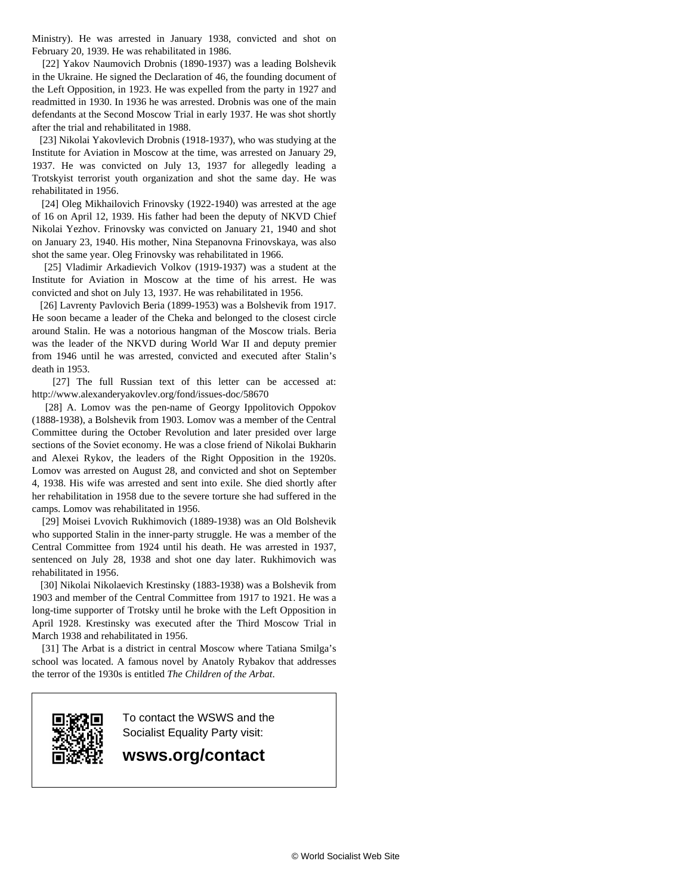Ministry). He was arrested in January 1938, convicted and shot on February 20, 1939. He was rehabilitated in 1986.

[22] Yakov Naumovich Drobnis (1890-1937) was a leading Bolshevik in the Ukraine. He signed the Declaration of 46, the founding document of the Left Opposition, in 1923. He was expelled from the party in 1927 and readmitted in 1930. In 1936 he was arrested. Drobnis was one of the main defendants at the Second Moscow Trial in early 1937. He was shot shortly after the trial and rehabilitated in 1988.

[23] Nikolai Yakovlevich Drobnis (1918-1937), who was studying at the Institute for Aviation in Moscow at the time, was arrested on January 29, 1937. He was convicted on July 13, 1937 for allegedly leading a Trotskyist terrorist youth organization and shot the same day. He was rehabilitated in 1956.

[24] Oleg Mikhailovich Frinovsky (1922-1940) was arrested at the age of 16 on April 12, 1939. His father had been the deputy of NKVD Chief Nikolai Yezhov. Frinovsky was convicted on January 21, 1940 and shot on January 23, 1940. His mother, Nina Stepanovna Frinovskaya, was also shot the same year. Oleg Frinovsky was rehabilitated in 1966.

[25] Vladimir Arkadievich Volkov (1919-1937) was a student at the Institute for Aviation in Moscow at the time of his arrest. He was convicted and shot on July 13, 1937. He was rehabilitated in 1956.

[26] Lavrenty Pavlovich Beria (1899-1953) was a Bolshevik from 1917. He soon became a leader of the Cheka and belonged to the closest circle around Stalin. He was a notorious hangman of the Moscow trials. Beria was the leader of the NKVD during World War II and deputy premier from 1946 until he was arrested, convicted and executed after Stalin's death in 1953.

[27] The full Russian text of this letter can be accessed at: http://www.alexanderyakovlev.org/fond/issues-doc/58670

[28] A. Lomov was the pen-name of Georgy Ippolitovich Oppokov (1888-1938), a Bolshevik from 1903. Lomov was a member of the Central Committee during the October Revolution and later presided over large sections of the Soviet economy. He was a close friend of Nikolai Bukharin and Alexei Rykov, the leaders of the Right Opposition in the 1920s. Lomov was arrested on August 28, and convicted and shot on September 4, 1938. His wife was arrested and sent into exile. She died shortly after her rehabilitation in 1958 due to the severe torture she had suffered in the camps. Lomov was rehabilitated in 1956.

[29] Moisei Lvovich Rukhimovich (1889-1938) was an Old Bolshevik who supported Stalin in the inner-party struggle. He was a member of the Central Committee from 1924 until his death. He was arrested in 1937, sentenced on July 28, 1938 and shot one day later. Rukhimovich was rehabilitated in 1956.

[30] Nikolai Nikolaevich Krestinsky (1883-1938) was a Bolshevik from 1903 and member of the Central Committee from 1917 to 1921. He was a long-time supporter of Trotsky until he broke with the Left Opposition in April 1928. Krestinsky was executed after the Third Moscow Trial in March 1938 and rehabilitated in 1956.

[31] The Arbat is a district in central Moscow where Tatiana Smilga's school was located. A famous novel by Anatoly Rybakov that addresses the terror of the 1930s is entitled *The Children of the Arbat*.

To contact the WSWS and the Socialist Equality Party visit:

**wsws.org/contact**